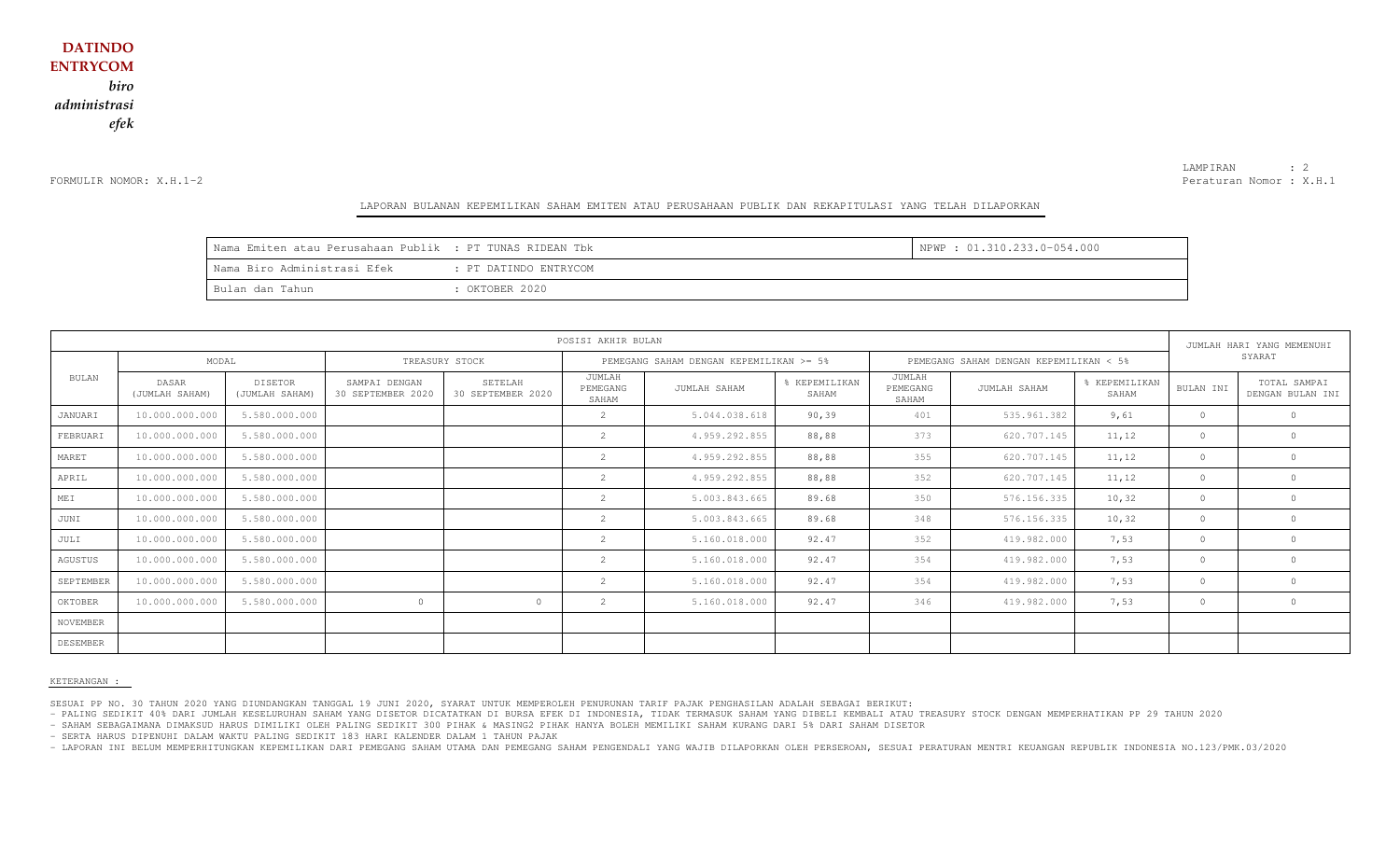**DATINDO ENTRYCOM**

***biro administrasi efek***

FORMULIR NOMOR: X.H.1-2

LAMPIRAN : 2
Peraturan Nomor : X.H.1

## LAPORAN BULANAN KEPEMILIKAN SAHAM EMITEN ATAU PERUSAHAAN PUBLIK DAN REKAPITULASI YANG TELAH DILAPORKAN

| | |
|---|---|
| Nama Emiten atau Perusahaan Publik : PT TUNAS RIDEAN Tbk | NPWP : 01.310.233.0-054.000 |
| Nama Biro Administrasi Efek : PT DATINDO ENTRYCOM | |
| Bulan dan Tahun : OKTOBER 2020 | |

| BULAN | POSISI AKHIR BULAN | | | | | | | | | | JUMLAH HARI YANG MEMENUHI SYARAT | |
|---|---|---|---|---|---|---|---|---|---|---|---|---|
| | MODAL | | TREASURY STOCK | | PEMEGANG SAHAM DENGAN KEPEMILIKAN >= 5% | | | PEMEGANG SAHAM DENGAN KEPEMILIKAN < 5% | | | | |
| | DASAR (JUMLAH SAHAM) | DISETOR (JUMLAH SAHAM) | SAMPAI DENGAN 30 SEPTEMBER 2020 | SETELAH 30 SEPTEMBER 2020 | JUMLAH PEMEGANG SAHAM | JUMLAH SAHAM | % KEPEMILIKAN SAHAM | JUMLAH PEMEGANG SAHAM | JUMLAH SAHAM | % KEPEMILIKAN SAHAM | BULAN INI | TOTAL SAMPAI DENGAN BULAN INI |
| JANUARI | 10.000.000.000 | 5.580.000.000 | | | 2 | 5.044.038.618 | 90,39 | 401 | 535.961.382 | 9,61 | 0 | 0 |
| FEBRUARI | 10.000.000.000 | 5.580.000.000 | | | 2 | 4.959.292.855 | 88,88 | 373 | 620.707.145 | 11,12 | 0 | 0 |
| MARET | 10.000.000.000 | 5.580.000.000 | | | 2 | 4.959.292.855 | 88,88 | 355 | 620.707.145 | 11,12 | 0 | 0 |
| APRIL | 10.000.000.000 | 5.580.000.000 | | | 2 | 4.959.292.855 | 88,88 | 352 | 620.707.145 | 11,12 | 0 | 0 |
| MEI | 10.000.000.000 | 5.580.000.000 | | | 2 | 5.003.843.665 | 89.68 | 350 | 576.156.335 | 10,32 | 0 | 0 |
| JUNI | 10.000.000.000 | 5.580.000.000 | | | 2 | 5.003.843.665 | 89.68 | 348 | 576.156.335 | 10,32 | 0 | 0 |
| JULI | 10.000.000.000 | 5.580.000.000 | | | 2 | 5.160.018.000 | 92.47 | 352 | 419.982.000 | 7,53 | 0 | 0 |
| AGUSTUS | 10.000.000.000 | 5.580.000.000 | | | 2 | 5.160.018.000 | 92.47 | 354 | 419.982.000 | 7,53 | 0 | 0 |
| SEPTEMBER | 10.000.000.000 | 5.580.000.000 | | | 2 | 5.160.018.000 | 92.47 | 354 | 419.982.000 | 7,53 | 0 | 0 |
| OKTOBER | 10.000.000.000 | 5.580.000.000 | 0 | 0 | 2 | 5.160.018.000 | 92.47 | 346 | 419.982.000 | 7,53 | 0 | 0 |
| NOVEMBER | | | | | | | | | | | | |
| DESEMBER | | | | | | | | | | | | |

KETERANGAN :

SESUAI PP NO. 30 TAHUN 2020 YANG DIUNDANGKAN TANGGAL 19 JUNI 2020, SYARAT UNTUK MEMPEROLEH PENURUNAN TARIF PAJAK PENGHASILAN ADALAH SEBAGAI BERIKUT:
- PALING SEDIKIT 40% DARI JUMLAH KESELURUHAN SAHAM YANG DISETOR DICATATKAN DI BURSA EFEK DI INDONESIA, TIDAK TERMASUK SAHAM YANG DIBELI KEMBALI ATAU TREASURY STOCK DENGAN MEMPERHATIKAN PP 29 TAHUN 2020
- SAHAM SEBAGAIMANA DIMAKSUD HARUS DIMILIKI OLEH PALING SEDIKIT 300 PIHAK & MASING2 PIHAK HANYA BOLEH MEMILIKI SAHAM KURANG DARI 5% DARI SAHAM DISETOR
- SERTA HARUS DIPENUHI DALAM WAKTU PALING SEDIKIT 183 HARI KALENDER DALAM 1 TAHUN PAJAK
- LAPORAN INI BELUM MEMPERHITUNGKAN KEPEMILIKAN DARI PEMEGANG SAHAM UTAMA DAN PEMEGANG SAHAM PENGENDALI YANG WAJIB DILAPORKAN OLEH PERSEROAN, SESUAI PERATURAN MENTRI KEUANGAN REPUBLIK INDONESIA NO.123/PMK.03/2020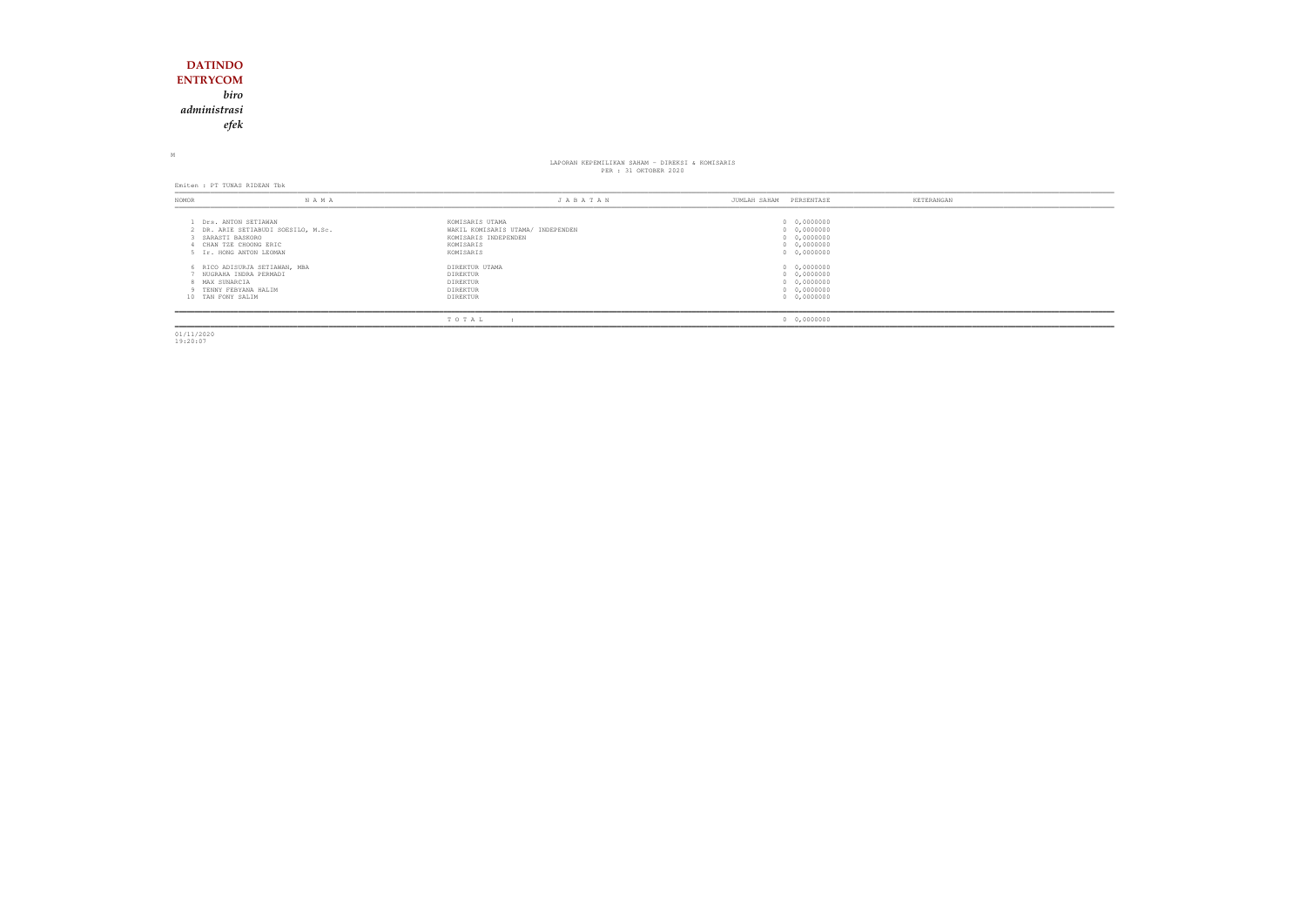**DATINDO**
**ENTRYCOM**
***biro***
***administrasi***
***efek***

M

LAPORAN KEPEMILIKAN SAHAM - DIREKSI & KOMISARIS
PER : 31 OKTOBER 2020

Emiten : PT TUNAS RIDEAN Tbk

| NOMOR | N A M A | J A B A T A N | JUMLAH SAHAM | PERSENTASE | KETERANGAN |
|---|---|---|---|---|---|
| 1 | Drs. ANTON SETIAWAN | KOMISARIS UTAMA | 0 | 0,0000000 | |
| 2 | DR. ARIE SETIABUDI SOESILO, M.Sc. | WAKIL KOMISARIS UTAMA/ INDEPENDEN | 0 | 0,0000000 | |
| 3 | SARASTI BASKORO | KOMISARIS INDEPENDEN | 0 | 0,0000000 | |
| 4 | CHAN TZE CHOONG ERIC | KOMISARIS | 0 | 0,0000000 | |
| 5 | Ir. HONG ANTON LEOMAN | KOMISARIS | 0 | 0,0000000 | |
| 6 | RICO ADISURJA SETIAWAN, MBA | DIREKTUR UTAMA | 0 | 0,0000000 | |
| 7 | NUGRAHA INDRA PERMADI | DIREKTUR | 0 | 0,0000000 | |
| 8 | MAX SUNARCIA | DIREKTUR | 0 | 0,0000000 | |
| 9 | TENNY FEBYANA HALIM | DIREKTUR | 0 | 0,0000000 | |
| 10 | TAN FONY SALIM | DIREKTUR | 0 | 0,0000000 | |
| | | T O T A L : | 0 | 0,0000000 | |

01/11/2020
19:20:07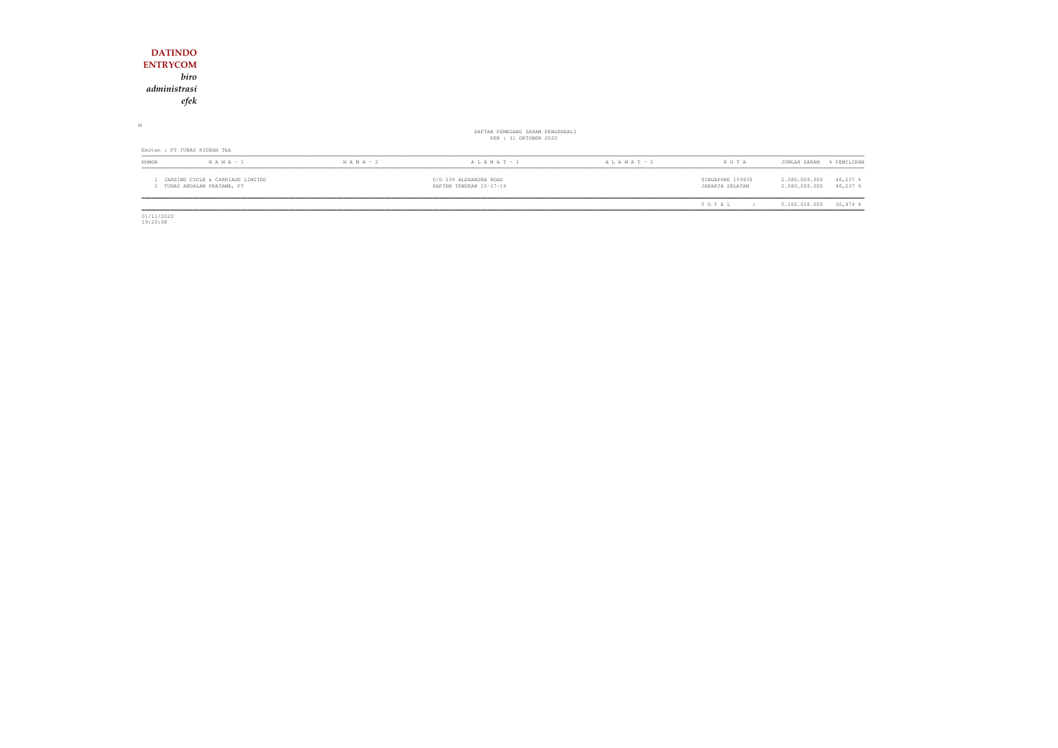**DATINDO**
**ENTRYCOM**
*biro*
*administrasi*
*efek*

M

DAFTAR PEMEGANG SAHAM PENGENDALI
PER : 31 OKTOBER 2020

Emiten : PT TUNAS RIDEAN Tbk

| NOMOR | N A M A - 1 | N A M A - 2 | A L A M A T - 1 | A L A M A T - 2 | K O T A | JUMLAH SAHAM | % PEMILIKAN |
|---|---|---|---|---|---|---|---|
| 1 | JARDINE CYCLE & CARRIAGE LIMITED | | C/O 239 ALEXANDRA ROAD | | SINGAPORE 159930 | 2.580.009.000 | 46,237 % |
| 2 | TUNAS ANDALAN PRATAMA, PT | | KAPTEN TENDEAN 15-17-19 | | JAKARTA SELATAN | 2.580.009.000 | 46,237 % |
| | | | | | T O T A L : | 5.160.018.000 | 92,474 % |

01/11/2020
19:20:08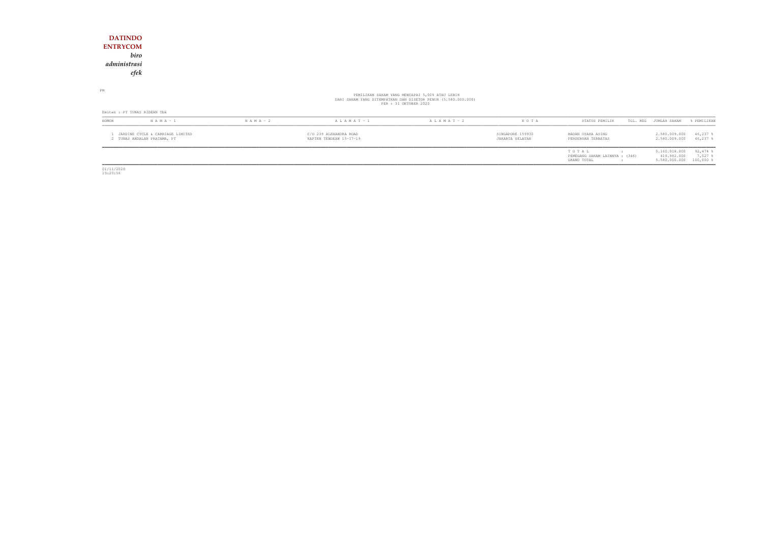**DATINDO**
**ENTRYCOM**
*biro*
*administrasi*
*efek*

PM

PEMILIKAN SAHAM YANG MENCAPAI 5,00% ATAU LEBIH
DARI SAHAM YANG DITEMPATKAN DAN DISETOR PENUH (5.580.000.000)
PER : 31 OKTOBER 2020

Emiten : PT TUNAS RIDEAN Tbk

| NOMOR | N A M A - 1 | N A M A - 2 | A L A M A T - 1 | A L A M A T - 2 | K O T A | STATUS PEMILIK | TGL. REG | JUMLAH SAHAM | % PEMILIKAN |
|---|---|---|---|---|---|---|---|---|---|
| 1 | JARDINE CYCLE & CARRIAGE LIMITED | | C/O 239 ALEXANDRA ROAD | | SINGAPORE 159930 | BADAN USAHA ASING | | 2.580.009.000 | 46,237 % |
| 2 | TUNAS ANDALAN PRATAMA, PT | | KAPTEN TENDEAN 15-17-19 | | JAKARTA SELATAN | PERSEROAN TERBATAS | | 2.580.009.000 | 46,237 % |
| | | | | | | T O T A L : | | 5.160.018.000 | 92,474 % |
| | | | | | | PEMEGANG SAHAM LAINNYA : (346) | | 419.982.000 | 7,527 % |
| | | | | | | GRAND TOTAL : | | 5.580.000.000 | 100,000 % |

01/11/2020
19:23:56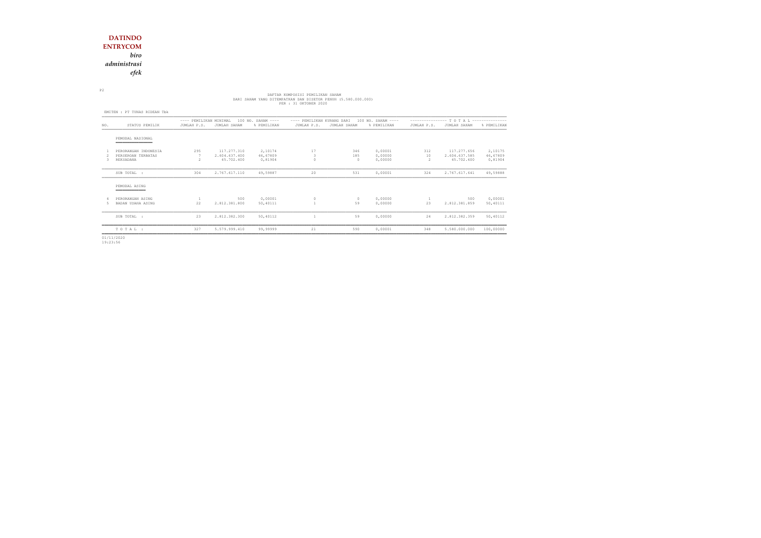**DATINDO**
**ENTRYCOM**
*biro*
*administrasi*
*efek*

P2

DAFTAR KOMPOSISI PEMILIKAN SAHAM
DARI SAHAM YANG DITEMPATKAN DAN DISETOR PENUH (5.580.000.000)
PER : 31 OKTOBER 2020

EMITEN : PT TUNAS RIDEAN Tbk

| NO. | STATUS PEMILIK | ---- PEMILIKAN MINIMAL 100 NO. SAHAM ---- | | | ---- PEMILIKAN KURANG DARI 100 NO. SAHAM ---- | | | TOTAL | | |
|---|---|---|---|---|---|---|---|---|---|---|
| | | JUMLAH P.S. | JUMLAH SAHAM | % PEMILIKAN | JUMLAH P.S. | JUMLAH SAHAM | % PEMILIKAN | JUMLAH P.S. | JUMLAH SAHAM | % PEMILIKAN |
| | PEMODAL NASIONAL | | | | | | | | | |
| 1 | PERORANGAN INDONESIA | 295 | 117.277.310 | 2,10174 | 17 | 346 | 0,00001 | 312 | 117.277.656 | 2,10175 |
| 2 | PERSEROAN TERBATAS | 7 | 2.604.637.400 | 46,67809 | 3 | 185 | 0,00000 | 10 | 2.604.637.585 | 46,67809 |
| 3 | REKSADANA | 2 | 45.702.400 | 0,81904 | 0 | 0 | 0,00000 | 2 | 45.702.400 | 0,81904 |
| | SUB TOTAL : | 304 | 2.767.617.110 | 49,59887 | 20 | 531 | 0,00001 | 324 | 2.767.617.641 | 49,59888 |
| | PEMODAL ASING | | | | | | | | | |
| 4 | PERORANGAN ASING | 1 | 500 | 0,00001 | 0 | 0 | 0,00000 | 1 | 500 | 0,00001 |
| 5 | BADAN USAHA ASING | 22 | 2.812.381.800 | 50,40111 | 1 | 59 | 0,00000 | 23 | 2.812.381.859 | 50,40111 |
| | SUB TOTAL : | 23 | 2.812.382.300 | 50,40112 | 1 | 59 | 0,00000 | 24 | 2.812.382.359 | 50,40112 |
| | TOTAL : | 327 | 5.579.999.410 | 99,99999 | 21 | 590 | 0,00001 | 348 | 5.580.000.000 | 100,00000 |

01/11/2020
19:23:56